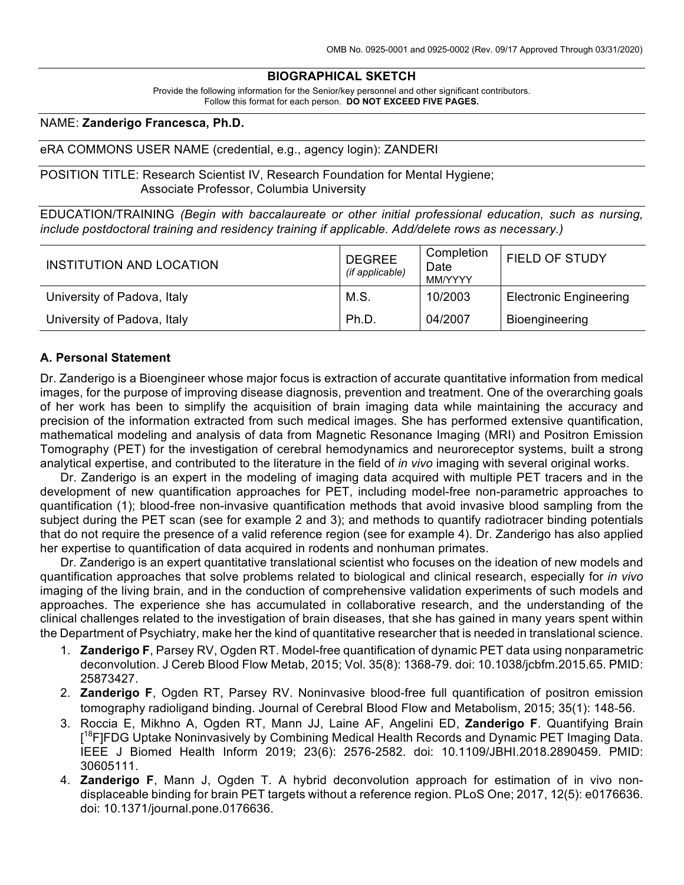OMB No. 0925-0001 and 0925-0002 (Rev. 09/17 Approved Through 03/31/2020)

# BIOGRAPHICAL SKETCH

Provide the following information for the Senior/key personnel and other significant contributors.
Follow this format for each person. **DO NOT EXCEED FIVE PAGES.**

NAME: **Zanderigo Francesca, Ph.D.**

eRA COMMONS USER NAME (credential, e.g., agency login): ZANDERI

POSITION TITLE: Research Scientist IV, Research Foundation for Mental Hygiene;
Associate Professor, Columbia University

EDUCATION/TRAINING *(Begin with baccalaureate or other initial professional education, such as nursing, include postdoctoral training and residency training if applicable. Add/delete rows as necessary.)*

| INSTITUTION AND LOCATION | DEGREE *(if applicable)* | Completion Date MM/YYYY | FIELD OF STUDY |
| --- | --- | --- | --- |
| University of Padova, Italy | M.S. | 10/2003 | Electronic Engineering |
| University of Padova, Italy | Ph.D. | 04/2007 | Bioengineering |

## A. Personal Statement

Dr. Zanderigo is a Bioengineer whose major focus is extraction of accurate quantitative information from medical images, for the purpose of improving disease diagnosis, prevention and treatment. One of the overarching goals of her work has been to simplify the acquisition of brain imaging data while maintaining the accuracy and precision of the information extracted from such medical images. She has performed extensive quantification, mathematical modeling and analysis of data from Magnetic Resonance Imaging (MRI) and Positron Emission Tomography (PET) for the investigation of cerebral hemodynamics and neuroreceptor systems, built a strong analytical expertise, and contributed to the literature in the field of *in vivo* imaging with several original works.

Dr. Zanderigo is an expert in the modeling of imaging data acquired with multiple PET tracers and in the development of new quantification approaches for PET, including model-free non-parametric approaches to quantification (1); blood-free non-invasive quantification methods that avoid invasive blood sampling from the subject during the PET scan (see for example 2 and 3); and methods to quantify radiotracer binding potentials that do not require the presence of a valid reference region (see for example 4). Dr. Zanderigo has also applied her expertise to quantification of data acquired in rodents and nonhuman primates.

Dr. Zanderigo is an expert quantitative translational scientist who focuses on the ideation of new models and quantification approaches that solve problems related to biological and clinical research, especially for *in vivo* imaging of the living brain, and in the conduction of comprehensive validation experiments of such models and approaches. The experience she has accumulated in collaborative research, and the understanding of the clinical challenges related to the investigation of brain diseases, that she has gained in many years spent within the Department of Psychiatry, make her the kind of quantitative researcher that is needed in translational science.

1. **Zanderigo F**, Parsey RV, Ogden RT. Model-free quantification of dynamic PET data using nonparametric deconvolution. J Cereb Blood Flow Metab, 2015; Vol. 35(8): 1368-79. doi: 10.1038/jcbfm.2015.65. PMID: 25873427.
2. **Zanderigo F**, Ogden RT, Parsey RV. Noninvasive blood-free full quantification of positron emission tomography radioligand binding. Journal of Cerebral Blood Flow and Metabolism, 2015; 35(1): 148-56.
3. Roccia E, Mikhno A, Ogden RT, Mann JJ, Laine AF, Angelini ED, **Zanderigo F**. Quantifying Brain [$^{18}$F]FDG Uptake Noninvasively by Combining Medical Health Records and Dynamic PET Imaging Data. IEEE J Biomed Health Inform 2019; 23(6): 2576-2582. doi: 10.1109/JBHI.2018.2890459. PMID: 30605111.
4. **Zanderigo F**, Mann J, Ogden T. A hybrid deconvolution approach for estimation of in vivo non-displaceable binding for brain PET targets without a reference region. PLoS One; 2017, 12(5): e0176636. doi: 10.1371/journal.pone.0176636.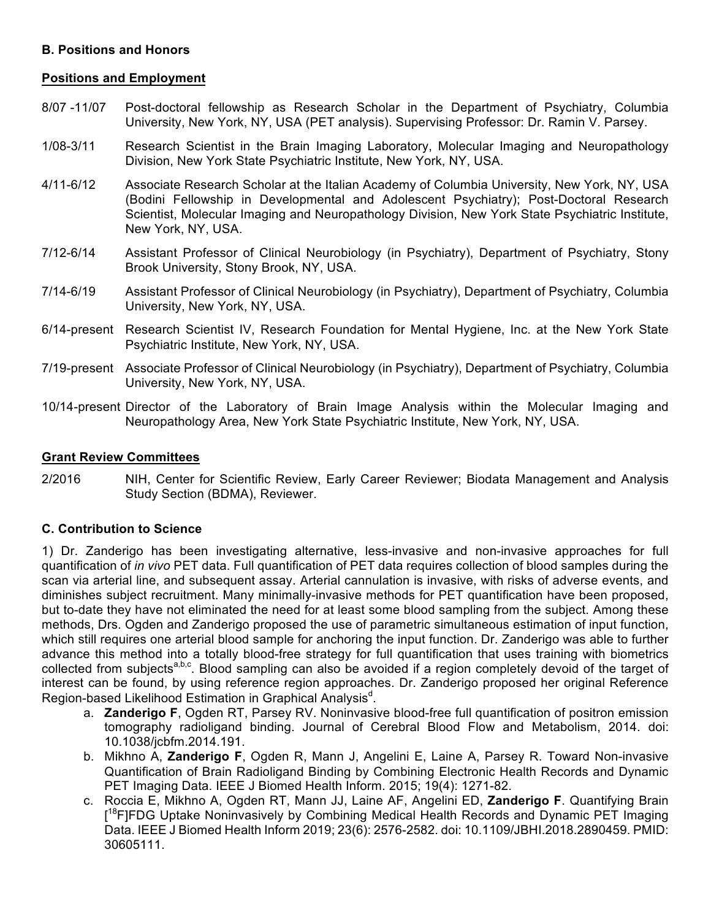### B. Positions and Honors

#### Positions and Employment

8/07 -11/07 Post-doctoral fellowship as Research Scholar in the Department of Psychiatry, Columbia University, New York, NY, USA (PET analysis). Supervising Professor: Dr. Ramin V. Parsey.

1/08-3/11 Research Scientist in the Brain Imaging Laboratory, Molecular Imaging and Neuropathology Division, New York State Psychiatric Institute, New York, NY, USA.

4/11-6/12 Associate Research Scholar at the Italian Academy of Columbia University, New York, NY, USA (Bodini Fellowship in Developmental and Adolescent Psychiatry); Post-Doctoral Research Scientist, Molecular Imaging and Neuropathology Division, New York State Psychiatric Institute, New York, NY, USA.

7/12-6/14 Assistant Professor of Clinical Neurobiology (in Psychiatry), Department of Psychiatry, Stony Brook University, Stony Brook, NY, USA.

7/14-6/19 Assistant Professor of Clinical Neurobiology (in Psychiatry), Department of Psychiatry, Columbia University, New York, NY, USA.

6/14-present Research Scientist IV, Research Foundation for Mental Hygiene, Inc. at the New York State Psychiatric Institute, New York, NY, USA.

7/19-present Associate Professor of Clinical Neurobiology (in Psychiatry), Department of Psychiatry, Columbia University, New York, NY, USA.

10/14-present Director of the Laboratory of Brain Image Analysis within the Molecular Imaging and Neuropathology Area, New York State Psychiatric Institute, New York, NY, USA.

#### Grant Review Committees

2/2016 NIH, Center for Scientific Review, Early Career Reviewer; Biodata Management and Analysis Study Section (BDMA), Reviewer.

### C. Contribution to Science

1) Dr. Zanderigo has been investigating alternative, less-invasive and non-invasive approaches for full quantification of *in vivo* PET data. Full quantification of PET data requires collection of blood samples during the scan via arterial line, and subsequent assay. Arterial cannulation is invasive, with risks of adverse events, and diminishes subject recruitment. Many minimally-invasive methods for PET quantification have been proposed, but to-date they have not eliminated the need for at least some blood sampling from the subject. Among these methods, Drs. Ogden and Zanderigo proposed the use of parametric simultaneous estimation of input function, which still requires one arterial blood sample for anchoring the input function. Dr. Zanderigo was able to further advance this method into a totally blood-free strategy for full quantification that uses training with biometrics collected from subjects[a,b,c]. Blood sampling can also be avoided if a region completely devoid of the target of interest can be found, by using reference region approaches. Dr. Zanderigo proposed her original Reference Region-based Likelihood Estimation in Graphical Analysis[d].

a. **Zanderigo F**, Ogden RT, Parsey RV. Noninvasive blood-free full quantification of positron emission tomography radioligand binding. Journal of Cerebral Blood Flow and Metabolism, 2014. doi: 10.1038/jcbfm.2014.191.

b. Mikhno A, **Zanderigo F**, Ogden R, Mann J, Angelini E, Laine A, Parsey R. Toward Non-invasive Quantification of Brain Radioligand Binding by Combining Electronic Health Records and Dynamic PET Imaging Data. IEEE J Biomed Health Inform. 2015; 19(4): 1271-82.

c. Roccia E, Mikhno A, Ogden RT, Mann JJ, Laine AF, Angelini ED, **Zanderigo F**. Quantifying Brain [$^{18}$F]FDG Uptake Noninvasively by Combining Medical Health Records and Dynamic PET Imaging Data. IEEE J Biomed Health Inform 2019; 23(6): 2576-2582. doi: 10.1109/JBHI.2018.2890459. PMID: 30605111.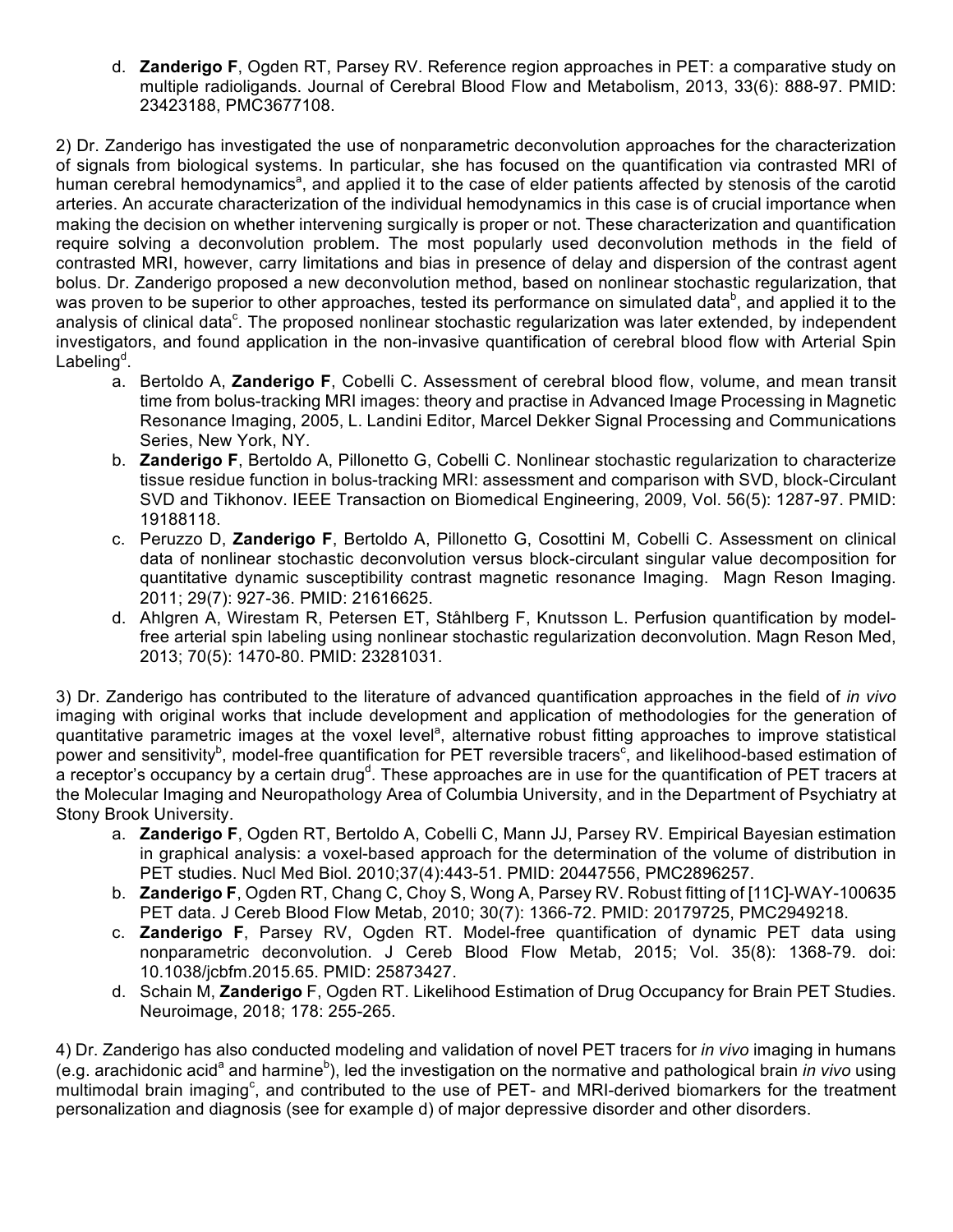d. **Zanderigo F**, Ogden RT, Parsey RV. Reference region approaches in PET: a comparative study on multiple radioligands. Journal of Cerebral Blood Flow and Metabolism, 2013, 33(6): 888-97. PMID: 23423188, PMC3677108.

2) Dr. Zanderigo has investigated the use of nonparametric deconvolution approaches for the characterization of signals from biological systems. In particular, she has focused on the quantification via contrasted MRI of human cerebral hemodynamics[a], and applied it to the case of elder patients affected by stenosis of the carotid arteries. An accurate characterization of the individual hemodynamics in this case is of crucial importance when making the decision on whether intervening surgically is proper or not. These characterization and quantification require solving a deconvolution problem. The most popularly used deconvolution methods in the field of contrasted MRI, however, carry limitations and bias in presence of delay and dispersion of the contrast agent bolus. Dr. Zanderigo proposed a new deconvolution method, based on nonlinear stochastic regularization, that was proven to be superior to other approaches, tested its performance on simulated data[b], and applied it to the analysis of clinical data[c]. The proposed nonlinear stochastic regularization was later extended, by independent investigators, and found application in the non-invasive quantification of cerebral blood flow with Arterial Spin Labeling[d].

a. Bertoldo A, **Zanderigo F**, Cobelli C. Assessment of cerebral blood flow, volume, and mean transit time from bolus-tracking MRI images: theory and practise in Advanced Image Processing in Magnetic Resonance Imaging, 2005, L. Landini Editor, Marcel Dekker Signal Processing and Communications Series, New York, NY.
b. **Zanderigo F**, Bertoldo A, Pillonetto G, Cobelli C. Nonlinear stochastic regularization to characterize tissue residue function in bolus-tracking MRI: assessment and comparison with SVD, block-Circulant SVD and Tikhonov. IEEE Transaction on Biomedical Engineering, 2009, Vol. 56(5): 1287-97. PMID: 19188118.
c. Peruzzo D, **Zanderigo F**, Bertoldo A, Pillonetto G, Cosottini M, Cobelli C. Assessment on clinical data of nonlinear stochastic deconvolution versus block-circulant singular value decomposition for quantitative dynamic susceptibility contrast magnetic resonance Imaging. Magn Reson Imaging. 2011; 29(7): 927-36. PMID: 21616625.
d. Ahlgren A, Wirestam R, Petersen ET, Ståhlberg F, Knutsson L. Perfusion quantification by model-free arterial spin labeling using nonlinear stochastic regularization deconvolution. Magn Reson Med, 2013; 70(5): 1470-80. PMID: 23281031.

3) Dr. Zanderigo has contributed to the literature of advanced quantification approaches in the field of *in vivo* imaging with original works that include development and application of methodologies for the generation of quantitative parametric images at the voxel level[a], alternative robust fitting approaches to improve statistical power and sensitivity[b], model-free quantification for PET reversible tracers[c], and likelihood-based estimation of a receptor's occupancy by a certain drug[d]. These approaches are in use for the quantification of PET tracers at the Molecular Imaging and Neuropathology Area of Columbia University, and in the Department of Psychiatry at Stony Brook University.

a. **Zanderigo F**, Ogden RT, Bertoldo A, Cobelli C, Mann JJ, Parsey RV. Empirical Bayesian estimation in graphical analysis: a voxel-based approach for the determination of the volume of distribution in PET studies. Nucl Med Biol. 2010;37(4):443-51. PMID: 20447556, PMC2896257.
b. **Zanderigo F**, Ogden RT, Chang C, Choy S, Wong A, Parsey RV. Robust fitting of [11C]-WAY-100635 PET data. J Cereb Blood Flow Metab, 2010; 30(7): 1366-72. PMID: 20179725, PMC2949218.
c. **Zanderigo F**, Parsey RV, Ogden RT. Model-free quantification of dynamic PET data using nonparametric deconvolution. J Cereb Blood Flow Metab, 2015; Vol. 35(8): 1368-79. doi: 10.1038/jcbfm.2015.65. PMID: 25873427.
d. Schain M, **Zanderigo** F, Ogden RT. Likelihood Estimation of Drug Occupancy for Brain PET Studies. Neuroimage, 2018; 178: 255-265.

4) Dr. Zanderigo has also conducted modeling and validation of novel PET tracers for *in vivo* imaging in humans (e.g. arachidonic acid[a] and harmine[b]), led the investigation on the normative and pathological brain *in vivo* using multimodal brain imaging[c], and contributed to the use of PET- and MRI-derived biomarkers for the treatment personalization and diagnosis (see for example d) of major depressive disorder and other disorders.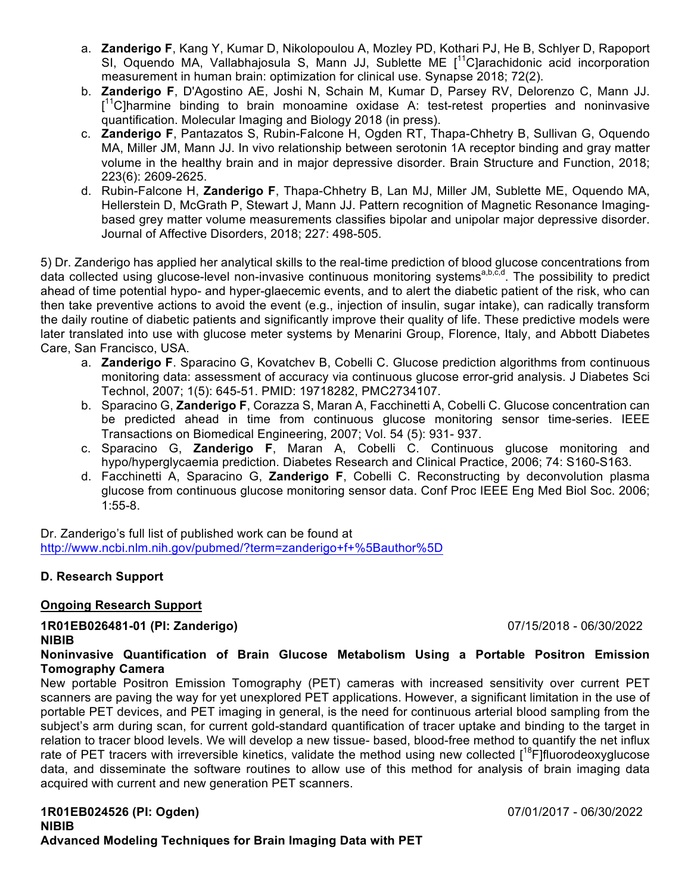a. **Zanderigo F**, Kang Y, Kumar D, Nikolopoulou A, Mozley PD, Kothari PJ, He B, Schlyer D, Rapoport SI, Oquendo MA, Vallabhajosula S, Mann JJ, Sublette ME [$^{11}$C]arachidonic acid incorporation measurement in human brain: optimization for clinical use. Synapse 2018; 72(2).
b. **Zanderigo F**, D'Agostino AE, Joshi N, Schain M, Kumar D, Parsey RV, Delorenzo C, Mann JJ. [$^{11}$C]harmine binding to brain monoamine oxidase A: test-retest properties and noninvasive quantification. Molecular Imaging and Biology 2018 (in press).
c. **Zanderigo F**, Pantazatos S, Rubin-Falcone H, Ogden RT, Thapa-Chhetry B, Sullivan G, Oquendo MA, Miller JM, Mann JJ. In vivo relationship between serotonin 1A receptor binding and gray matter volume in the healthy brain and in major depressive disorder. Brain Structure and Function, 2018; 223(6): 2609-2625.
d. Rubin-Falcone H, **Zanderigo F**, Thapa-Chhetry B, Lan MJ, Miller JM, Sublette ME, Oquendo MA, Hellerstein D, McGrath P, Stewart J, Mann JJ. Pattern recognition of Magnetic Resonance Imaging-based grey matter volume measurements classifies bipolar and unipolar major depressive disorder. Journal of Affective Disorders, 2018; 227: 498-505.

5) Dr. Zanderigo has applied her analytical skills to the real-time prediction of blood glucose concentrations from data collected using glucose-level non-invasive continuous monitoring systems[a,b,c,d]. The possibility to predict ahead of time potential hypo- and hyper-glaecemic events, and to alert the diabetic patient of the risk, who can then take preventive actions to avoid the event (e.g., injection of insulin, sugar intake), can radically transform the daily routine of diabetic patients and significantly improve their quality of life. These predictive models were later translated into use with glucose meter systems by Menarini Group, Florence, Italy, and Abbott Diabetes Care, San Francisco, USA.

a. **Zanderigo F**. Sparacino G, Kovatchev B, Cobelli C. Glucose prediction algorithms from continuous monitoring data: assessment of accuracy via continuous glucose error-grid analysis. J Diabetes Sci Technol, 2007; 1(5): 645-51. PMID: 19718282, PMC2734107.
b. Sparacino G, **Zanderigo F**, Corazza S, Maran A, Facchinetti A, Cobelli C. Glucose concentration can be predicted ahead in time from continuous glucose monitoring sensor time-series. IEEE Transactions on Biomedical Engineering, 2007; Vol. 54 (5): 931- 937.
c. Sparacino G, **Zanderigo F**, Maran A, Cobelli C. Continuous glucose monitoring and hypo/hyperglycaemia prediction. Diabetes Research and Clinical Practice, 2006; 74: S160-S163.
d. Facchinetti A, Sparacino G, **Zanderigo F**, Cobelli C. Reconstructing by deconvolution plasma glucose from continuous glucose monitoring sensor data. Conf Proc IEEE Eng Med Biol Soc. 2006; 1:55-8.

Dr. Zanderigo's full list of published work can be found at
http://www.ncbi.nlm.nih.gov/pubmed/?term=zanderigo+f+%5Bauthor%5D

**D. Research Support**

**Ongoing Research Support**

**1R01EB026481-01 (PI: Zanderigo)** 07/15/2018 - 06/30/2022
**NIBIB**
**Noninvasive Quantification of Brain Glucose Metabolism Using a Portable Positron Emission Tomography Camera**
New portable Positron Emission Tomography (PET) cameras with increased sensitivity over current PET scanners are paving the way for yet unexplored PET applications. However, a significant limitation in the use of portable PET devices, and PET imaging in general, is the need for continuous arterial blood sampling from the subject's arm during scan, for current gold-standard quantification of tracer uptake and binding to the target in relation to tracer blood levels. We will develop a new tissue- based, blood-free method to quantify the net influx rate of PET tracers with irreversible kinetics, validate the method using new collected [$^{18}$F]fluorodeoxyglucose data, and disseminate the software routines to allow use of this method for analysis of brain imaging data acquired with current and new generation PET scanners.

**1R01EB024526 (PI: Ogden)** 07/01/2017 - 06/30/2022
**NIBIB**
**Advanced Modeling Techniques for Brain Imaging Data with PET**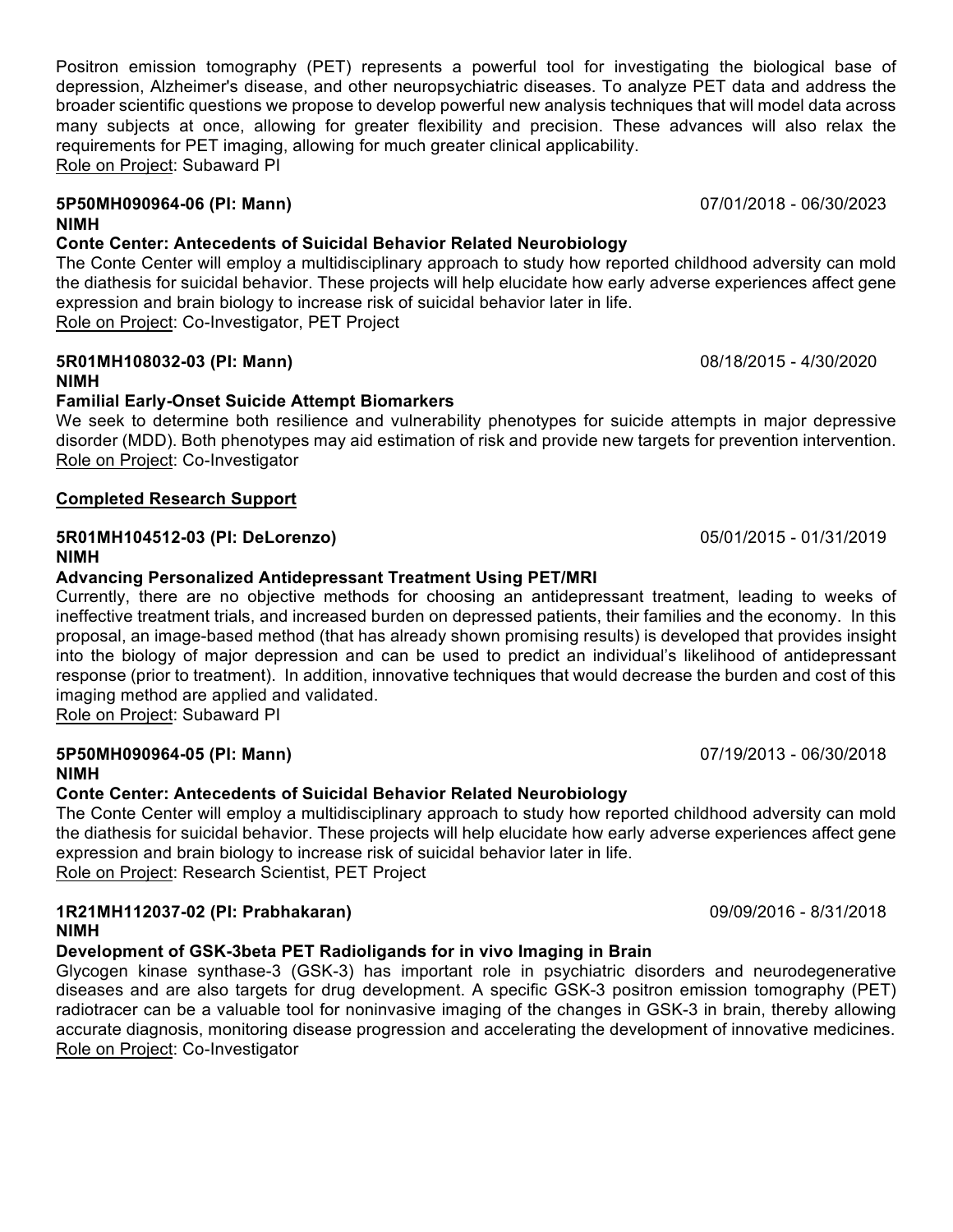Positron emission tomography (PET) represents a powerful tool for investigating the biological base of depression, Alzheimer's disease, and other neuropsychiatric diseases. To analyze PET data and address the broader scientific questions we propose to develop powerful new analysis techniques that will model data across many subjects at once, allowing for greater flexibility and precision. These advances will also relax the requirements for PET imaging, allowing for much greater clinical applicability.
Role on Project: Subaward PI

**5P50MH090964-06 (PI: Mann)** 07/01/2018 - 06/30/2023
**NIMH**
**Conte Center: Antecedents of Suicidal Behavior Related Neurobiology**
The Conte Center will employ a multidisciplinary approach to study how reported childhood adversity can mold the diathesis for suicidal behavior. These projects will help elucidate how early adverse experiences affect gene expression and brain biology to increase risk of suicidal behavior later in life.
Role on Project: Co-Investigator, PET Project

**5R01MH108032-03 (PI: Mann)** 08/18/2015 - 4/30/2020
**NIMH**
**Familial Early-Onset Suicide Attempt Biomarkers**
We seek to determine both resilience and vulnerability phenotypes for suicide attempts in major depressive disorder (MDD). Both phenotypes may aid estimation of risk and provide new targets for prevention intervention.
Role on Project: Co-Investigator

**Completed Research Support**

**5R01MH104512-03 (PI: DeLorenzo)** 05/01/2015 - 01/31/2019
**NIMH**
**Advancing Personalized Antidepressant Treatment Using PET/MRI**
Currently, there are no objective methods for choosing an antidepressant treatment, leading to weeks of ineffective treatment trials, and increased burden on depressed patients, their families and the economy. In this proposal, an image-based method (that has already shown promising results) is developed that provides insight into the biology of major depression and can be used to predict an individual's likelihood of antidepressant response (prior to treatment). In addition, innovative techniques that would decrease the burden and cost of this imaging method are applied and validated.
Role on Project: Subaward PI

**5P50MH090964-05 (PI: Mann)** 07/19/2013 - 06/30/2018
**NIMH**
**Conte Center: Antecedents of Suicidal Behavior Related Neurobiology**
The Conte Center will employ a multidisciplinary approach to study how reported childhood adversity can mold the diathesis for suicidal behavior. These projects will help elucidate how early adverse experiences affect gene expression and brain biology to increase risk of suicidal behavior later in life.
Role on Project: Research Scientist, PET Project

**1R21MH112037-02 (PI: Prabhakaran)** 09/09/2016 - 8/31/2018
**NIMH**
**Development of GSK-3beta PET Radioligands for in vivo Imaging in Brain**
Glycogen kinase synthase-3 (GSK-3) has important role in psychiatric disorders and neurodegenerative diseases and are also targets for drug development. A specific GSK-3 positron emission tomography (PET) radiotracer can be a valuable tool for noninvasive imaging of the changes in GSK-3 in brain, thereby allowing accurate diagnosis, monitoring disease progression and accelerating the development of innovative medicines.
Role on Project: Co-Investigator